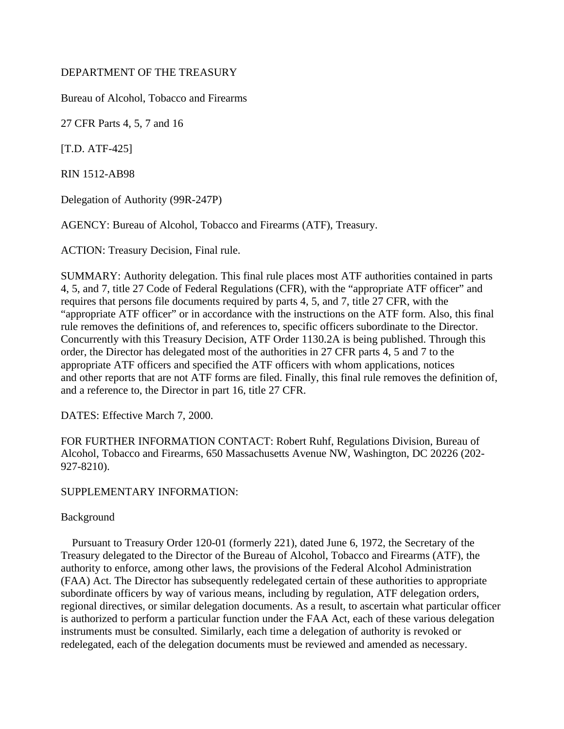DEPARTMENT OF THE TREASURY

Bureau of Alcohol, Tobacco and Firearms

27 CFR Parts 4, 5, 7 and 16

[T.D. ATF-425]

RIN 1512-AB98

Delegation of Authority (99R-247P)

AGENCY: Bureau of Alcohol, Tobacco and Firearms (ATF), Treasury.

ACTION: Treasury Decision, Final rule.

SUMMARY: Authority delegation. This final rule places most ATF authorities contained in parts 4, 5, and 7, title 27 Code of Federal Regulations (CFR), with the "appropriate ATF officer" and requires that persons file documents required by parts 4, 5, and 7, title 27 CFR, with the "appropriate ATF officer" or in accordance with the instructions on the ATF form. Also, this final rule removes the definitions of, and references to, specific officers subordinate to the Director. Concurrently with this Treasury Decision, ATF Order 1130.2A is being published. Through this order, the Director has delegated most of the authorities in 27 CFR parts 4, 5 and 7 to the appropriate ATF officers and specified the ATF officers with whom applications, notices and other reports that are not ATF forms are filed. Finally, this final rule removes the definition of, and a reference to, the Director in part 16, title 27 CFR.

DATES: Effective March 7, 2000.

FOR FURTHER INFORMATION CONTACT: Robert Ruhf, Regulations Division, Bureau of Alcohol, Tobacco and Firearms, 650 Massachusetts Avenue NW, Washington, DC 20226 (202-927-8210).

SUPPLEMENTARY INFORMATION:

Background

Pursuant to Treasury Order 120-01 (formerly 221), dated June 6, 1972, the Secretary of the Treasury delegated to the Director of the Bureau of Alcohol, Tobacco and Firearms (ATF), the authority to enforce, among other laws, the provisions of the Federal Alcohol Administration (FAA) Act. The Director has subsequently redelegated certain of these authorities to appropriate subordinate officers by way of various means, including by regulation, ATF delegation orders, regional directives, or similar delegation documents. As a result, to ascertain what particular officer is authorized to perform a particular function under the FAA Act, each of these various delegation instruments must be consulted. Similarly, each time a delegation of authority is revoked or redelegated, each of the delegation documents must be reviewed and amended as necessary.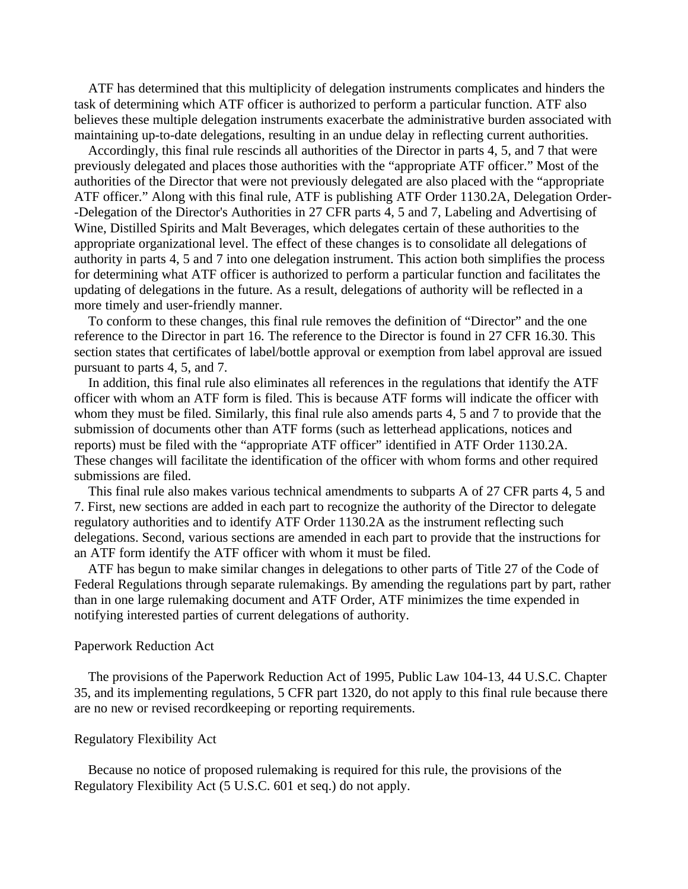ATF has determined that this multiplicity of delegation instruments complicates and hinders the task of determining which ATF officer is authorized to perform a particular function. ATF also believes these multiple delegation instruments exacerbate the administrative burden associated with maintaining up-to-date delegations, resulting in an undue delay in reflecting current authorities.

Accordingly, this final rule rescinds all authorities of the Director in parts 4, 5, and 7 that were previously delegated and places those authorities with the "appropriate ATF officer." Most of the authorities of the Director that were not previously delegated are also placed with the "appropriate ATF officer." Along with this final rule, ATF is publishing ATF Order 1130.2A, Delegation Order--Delegation of the Director's Authorities in 27 CFR parts 4, 5 and 7, Labeling and Advertising of Wine, Distilled Spirits and Malt Beverages, which delegates certain of these authorities to the appropriate organizational level. The effect of these changes is to consolidate all delegations of authority in parts 4, 5 and 7 into one delegation instrument. This action both simplifies the process for determining what ATF officer is authorized to perform a particular function and facilitates the updating of delegations in the future. As a result, delegations of authority will be reflected in a more timely and user-friendly manner.

To conform to these changes, this final rule removes the definition of "Director" and the one reference to the Director in part 16. The reference to the Director is found in 27 CFR 16.30. This section states that certificates of label/bottle approval or exemption from label approval are issued pursuant to parts 4, 5, and 7.

In addition, this final rule also eliminates all references in the regulations that identify the ATF officer with whom an ATF form is filed. This is because ATF forms will indicate the officer with whom they must be filed. Similarly, this final rule also amends parts 4, 5 and 7 to provide that the submission of documents other than ATF forms (such as letterhead applications, notices and reports) must be filed with the "appropriate ATF officer" identified in ATF Order 1130.2A. These changes will facilitate the identification of the officer with whom forms and other required submissions are filed.

This final rule also makes various technical amendments to subparts A of 27 CFR parts 4, 5 and 7. First, new sections are added in each part to recognize the authority of the Director to delegate regulatory authorities and to identify ATF Order 1130.2A as the instrument reflecting such delegations. Second, various sections are amended in each part to provide that the instructions for an ATF form identify the ATF officer with whom it must be filed.

ATF has begun to make similar changes in delegations to other parts of Title 27 of the Code of Federal Regulations through separate rulemakings. By amending the regulations part by part, rather than in one large rulemaking document and ATF Order, ATF minimizes the time expended in notifying interested parties of current delegations of authority.

## Paperwork Reduction Act

The provisions of the Paperwork Reduction Act of 1995, Public Law 104-13, 44 U.S.C. Chapter 35, and its implementing regulations, 5 CFR part 1320, do not apply to this final rule because there are no new or revised recordkeeping or reporting requirements.

## Regulatory Flexibility Act

Because no notice of proposed rulemaking is required for this rule, the provisions of the Regulatory Flexibility Act (5 U.S.C. 601 et seq.) do not apply.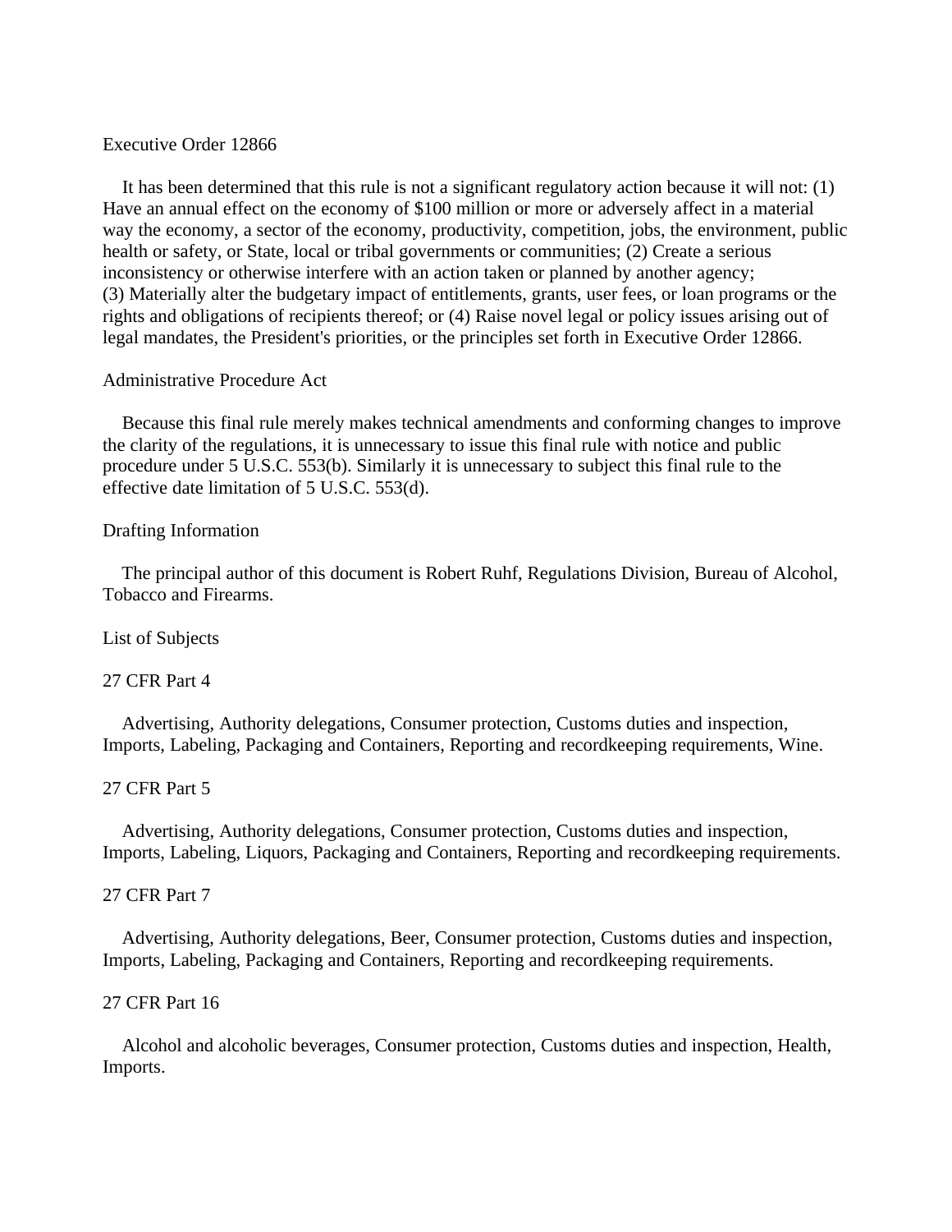## Executive Order 12866

It has been determined that this rule is not a significant regulatory action because it will not: (1) Have an annual effect on the economy of $100 million or more or adversely affect in a material way the economy, a sector of the economy, productivity, competition, jobs, the environment, public health or safety, or State, local or tribal governments or communities; (2) Create a serious inconsistency or otherwise interfere with an action taken or planned by another agency; (3) Materially alter the budgetary impact of entitlements, grants, user fees, or loan programs or the rights and obligations of recipients thereof; or (4) Raise novel legal or policy issues arising out of legal mandates, the President's priorities, or the principles set forth in Executive Order 12866.

## Administrative Procedure Act

Because this final rule merely makes technical amendments and conforming changes to improve the clarity of the regulations, it is unnecessary to issue this final rule with notice and public procedure under 5 U.S.C. 553(b). Similarly it is unnecessary to subject this final rule to the effective date limitation of 5 U.S.C. 553(d).

## Drafting Information

The principal author of this document is Robert Ruhf, Regulations Division, Bureau of Alcohol, Tobacco and Firearms.

## List of Subjects

### 27 CFR Part 4

Advertising, Authority delegations, Consumer protection, Customs duties and inspection, Imports, Labeling, Packaging and Containers, Reporting and recordkeeping requirements, Wine.

### 27 CFR Part 5

Advertising, Authority delegations, Consumer protection, Customs duties and inspection, Imports, Labeling, Liquors, Packaging and Containers, Reporting and recordkeeping requirements.

### 27 CFR Part 7

Advertising, Authority delegations, Beer, Consumer protection, Customs duties and inspection, Imports, Labeling, Packaging and Containers, Reporting and recordkeeping requirements.

### 27 CFR Part 16

Alcohol and alcoholic beverages, Consumer protection, Customs duties and inspection, Health, Imports.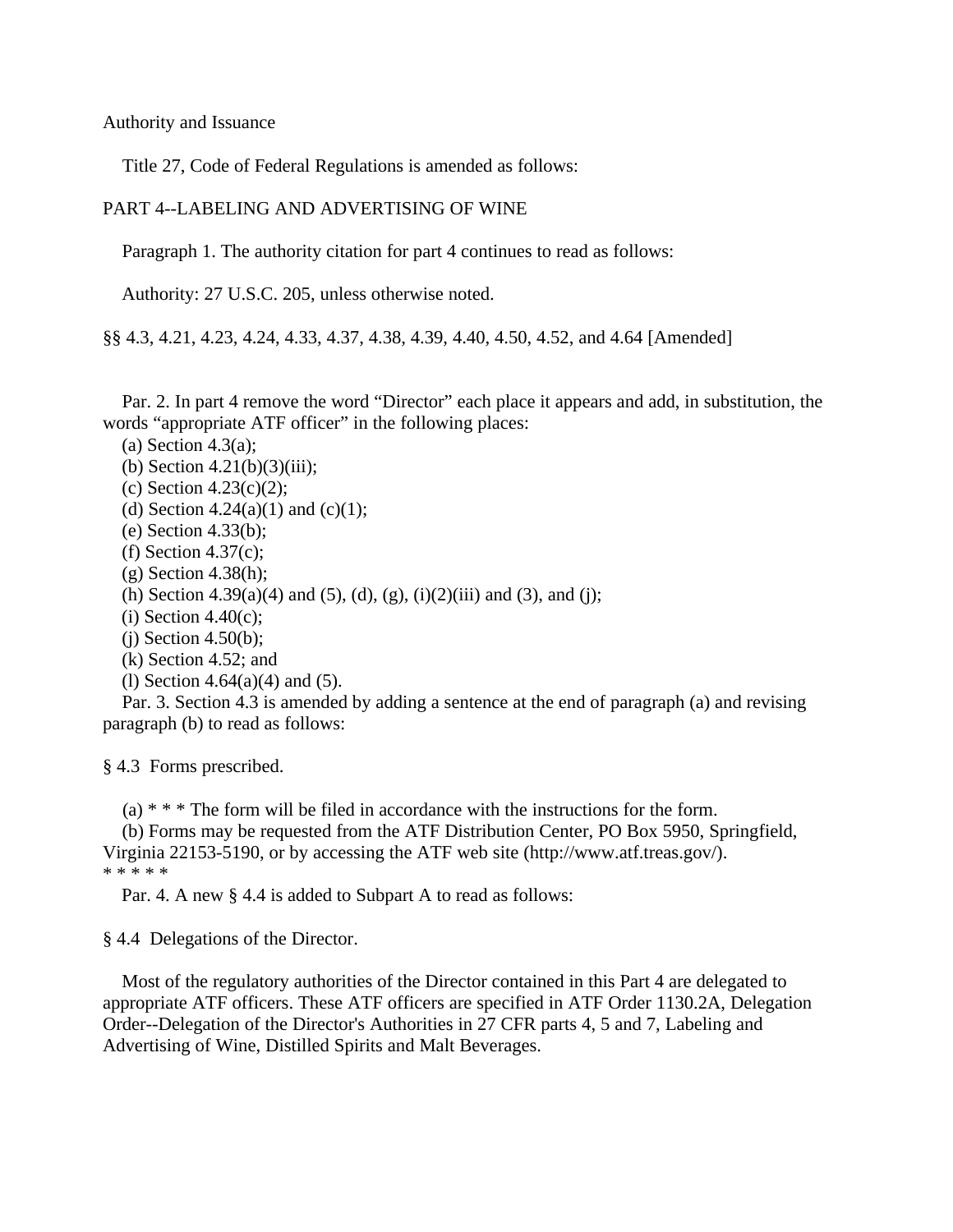Authority and Issuance

Title 27, Code of Federal Regulations is amended as follows:

PART 4--LABELING AND ADVERTISING OF WINE

Paragraph 1. The authority citation for part 4 continues to read as follows:

Authority: 27 U.S.C. 205, unless otherwise noted.

§§ 4.3, 4.21, 4.23, 4.24, 4.33, 4.37, 4.38, 4.39, 4.40, 4.50, 4.52, and 4.64 [Amended]

Par. 2. In part 4 remove the word “Director” each place it appears and add, in substitution, the words “appropriate ATF officer” in the following places:

(a) Section 4.3(a);
(b) Section 4.21(b)(3)(iii);
(c) Section 4.23(c)(2);
(d) Section 4.24(a)(1) and (c)(1);
(e) Section 4.33(b);
(f) Section 4.37(c);
(g) Section 4.38(h);
(h) Section 4.39(a)(4) and (5), (d), (g), (i)(2)(iii) and (3), and (j);
(i) Section 4.40(c);
(j) Section 4.50(b);
(k) Section 4.52; and
(l) Section 4.64(a)(4) and (5).

Par. 3. Section 4.3 is amended by adding a sentence at the end of paragraph (a) and revising paragraph (b) to read as follows:

§ 4.3 Forms prescribed.

(a) * * * The form will be filed in accordance with the instructions for the form.
(b) Forms may be requested from the ATF Distribution Center, PO Box 5950, Springfield, Virginia 22153-5190, or by accessing the ATF web site (http://www.atf.treas.gov/).
* * * * *

Par. 4. A new § 4.4 is added to Subpart A to read as follows:

§ 4.4 Delegations of the Director.

Most of the regulatory authorities of the Director contained in this Part 4 are delegated to appropriate ATF officers. These ATF officers are specified in ATF Order 1130.2A, Delegation Order--Delegation of the Director's Authorities in 27 CFR parts 4, 5 and 7, Labeling and Advertising of Wine, Distilled Spirits and Malt Beverages.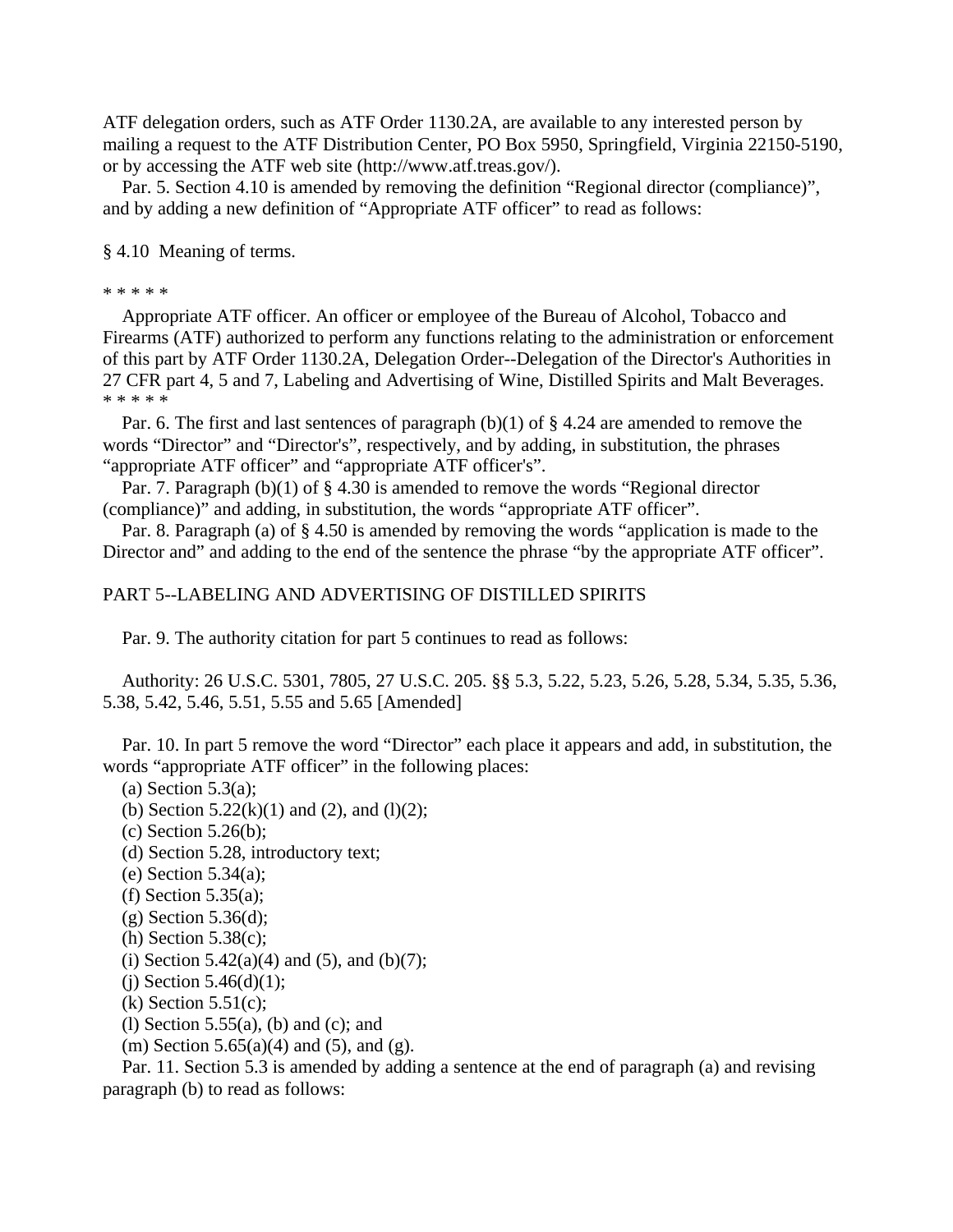ATF delegation orders, such as ATF Order 1130.2A, are available to any interested person by mailing a request to the ATF Distribution Center, PO Box 5950, Springfield, Virginia 22150-5190, or by accessing the ATF web site (http://www.atf.treas.gov/).

Par. 5. Section 4.10 is amended by removing the definition “Regional director (compliance)”, and by adding a new definition of “Appropriate ATF officer” to read as follows:

§ 4.10 Meaning of terms.

* * * * *

Appropriate ATF officer. An officer or employee of the Bureau of Alcohol, Tobacco and Firearms (ATF) authorized to perform any functions relating to the administration or enforcement of this part by ATF Order 1130.2A, Delegation Order--Delegation of the Director's Authorities in 27 CFR part 4, 5 and 7, Labeling and Advertising of Wine, Distilled Spirits and Malt Beverages.

* * * * *

Par. 6. The first and last sentences of paragraph (b)(1) of § 4.24 are amended to remove the words “Director” and “Director's”, respectively, and by adding, in substitution, the phrases “appropriate ATF officer” and “appropriate ATF officer's”.

Par. 7. Paragraph (b)(1) of § 4.30 is amended to remove the words “Regional director (compliance)” and adding, in substitution, the words “appropriate ATF officer”.

Par. 8. Paragraph (a) of § 4.50 is amended by removing the words “application is made to the Director and” and adding to the end of the sentence the phrase “by the appropriate ATF officer”.

PART 5--LABELING AND ADVERTISING OF DISTILLED SPIRITS

Par. 9. The authority citation for part 5 continues to read as follows:

Authority: 26 U.S.C. 5301, 7805, 27 U.S.C. 205. §§ 5.3, 5.22, 5.23, 5.26, 5.28, 5.34, 5.35, 5.36, 5.38, 5.42, 5.46, 5.51, 5.55 and 5.65 [Amended]

Par. 10. In part 5 remove the word “Director” each place it appears and add, in substitution, the words “appropriate ATF officer” in the following places:

(a) Section 5.3(a);
(b) Section 5.22(k)(1) and (2), and (l)(2);
(c) Section 5.26(b);
(d) Section 5.28, introductory text;
(e) Section 5.34(a);
(f) Section 5.35(a);
(g) Section 5.36(d);
(h) Section 5.38(c);
(i) Section 5.42(a)(4) and (5), and (b)(7);
(j) Section 5.46(d)(1);
(k) Section 5.51(c);
(l) Section 5.55(a), (b) and (c); and
(m) Section 5.65(a)(4) and (5), and (g).

Par. 11. Section 5.3 is amended by adding a sentence at the end of paragraph (a) and revising paragraph (b) to read as follows: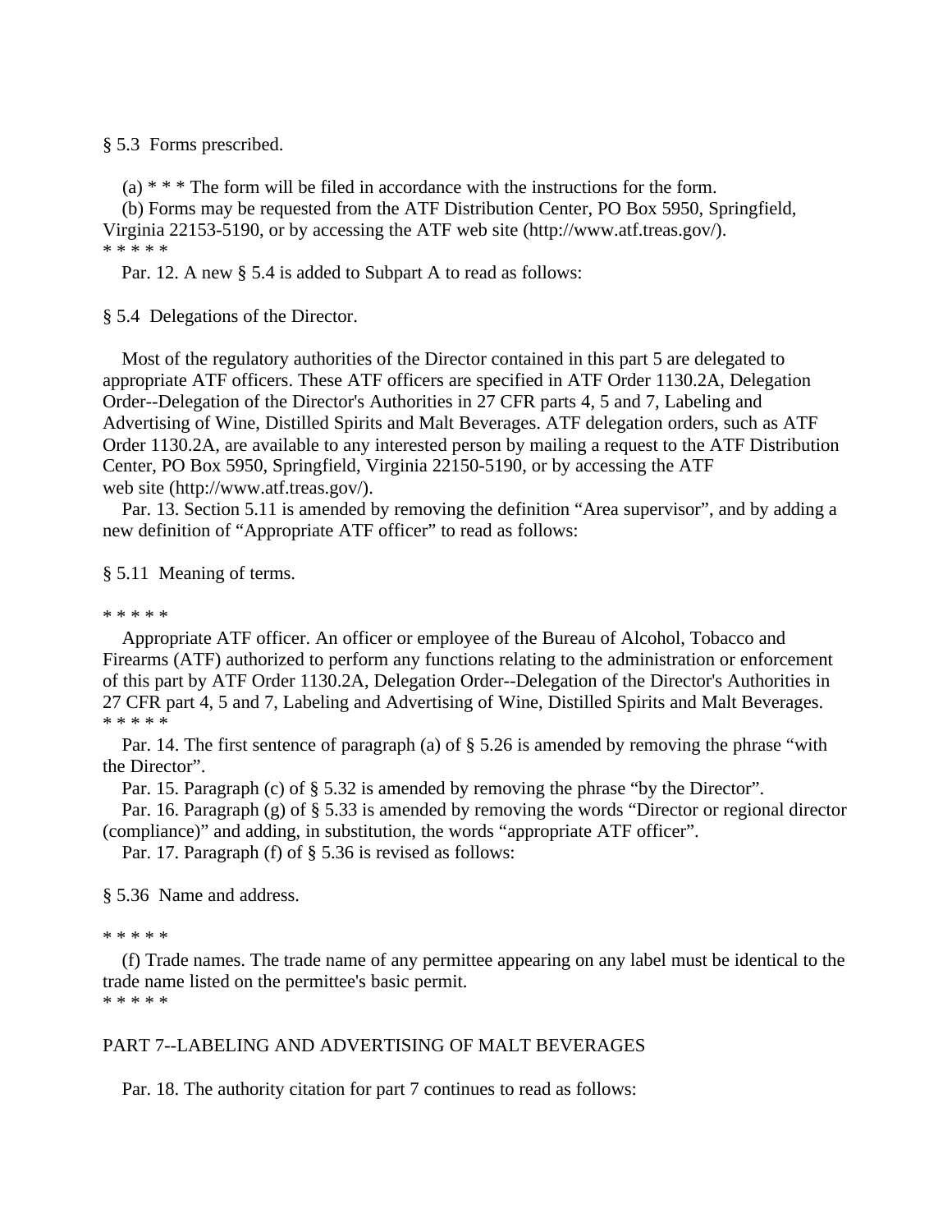§ 5.3 Forms prescribed.

(a) * * * The form will be filed in accordance with the instructions for the form.

(b) Forms may be requested from the ATF Distribution Center, PO Box 5950, Springfield, Virginia 22153-5190, or by accessing the ATF web site (http://www.atf.treas.gov/).

* * * * *

Par. 12. A new § 5.4 is added to Subpart A to read as follows:

§ 5.4 Delegations of the Director.

Most of the regulatory authorities of the Director contained in this part 5 are delegated to appropriate ATF officers. These ATF officers are specified in ATF Order 1130.2A, Delegation Order--Delegation of the Director's Authorities in 27 CFR parts 4, 5 and 7, Labeling and Advertising of Wine, Distilled Spirits and Malt Beverages. ATF delegation orders, such as ATF Order 1130.2A, are available to any interested person by mailing a request to the ATF Distribution Center, PO Box 5950, Springfield, Virginia 22150-5190, or by accessing the ATF web site (http://www.atf.treas.gov/).

Par. 13. Section 5.11 is amended by removing the definition "Area supervisor", and by adding a new definition of "Appropriate ATF officer" to read as follows:

§ 5.11 Meaning of terms.

* * * * *

Appropriate ATF officer. An officer or employee of the Bureau of Alcohol, Tobacco and Firearms (ATF) authorized to perform any functions relating to the administration or enforcement of this part by ATF Order 1130.2A, Delegation Order--Delegation of the Director's Authorities in 27 CFR part 4, 5 and 7, Labeling and Advertising of Wine, Distilled Spirits and Malt Beverages.

* * * * *

Par. 14. The first sentence of paragraph (a) of § 5.26 is amended by removing the phrase "with the Director".

Par. 15. Paragraph (c) of § 5.32 is amended by removing the phrase "by the Director".

Par. 16. Paragraph (g) of § 5.33 is amended by removing the words "Director or regional director (compliance)" and adding, in substitution, the words "appropriate ATF officer".

Par. 17. Paragraph (f) of § 5.36 is revised as follows:

§ 5.36 Name and address.

* * * * *

(f) Trade names. The trade name of any permittee appearing on any label must be identical to the trade name listed on the permittee's basic permit.

* * * * *

PART 7--LABELING AND ADVERTISING OF MALT BEVERAGES

Par. 18. The authority citation for part 7 continues to read as follows: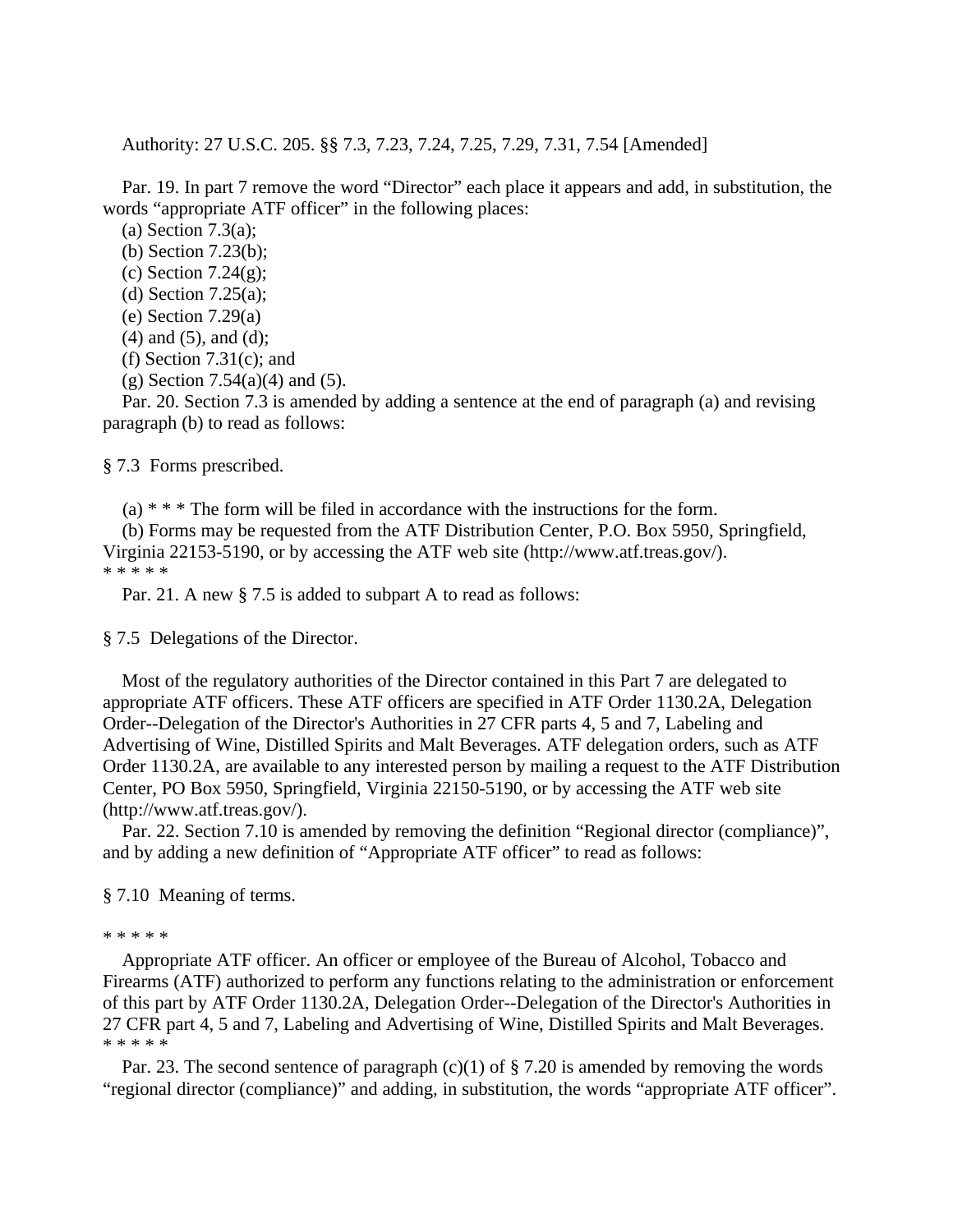Authority: 27 U.S.C. 205. §§ 7.3, 7.23, 7.24, 7.25, 7.29, 7.31, 7.54 [Amended]

Par. 19. In part 7 remove the word "Director" each place it appears and add, in substitution, the words "appropriate ATF officer" in the following places:

(a) Section 7.3(a);
(b) Section 7.23(b);
(c) Section 7.24(g);
(d) Section 7.25(a);
(e) Section 7.29(a)
(4) and (5), and (d);
(f) Section 7.31(c); and
(g) Section 7.54(a)(4) and (5).

Par. 20. Section 7.3 is amended by adding a sentence at the end of paragraph (a) and revising paragraph (b) to read as follows:

§ 7.3 Forms prescribed.

(a) * * * The form will be filed in accordance with the instructions for the form.
(b) Forms may be requested from the ATF Distribution Center, P.O. Box 5950, Springfield, Virginia 22153-5190, or by accessing the ATF web site (http://www.atf.treas.gov/).
* * * * *

Par. 21. A new § 7.5 is added to subpart A to read as follows:

§ 7.5 Delegations of the Director.

Most of the regulatory authorities of the Director contained in this Part 7 are delegated to appropriate ATF officers. These ATF officers are specified in ATF Order 1130.2A, Delegation Order--Delegation of the Director's Authorities in 27 CFR parts 4, 5 and 7, Labeling and Advertising of Wine, Distilled Spirits and Malt Beverages. ATF delegation orders, such as ATF Order 1130.2A, are available to any interested person by mailing a request to the ATF Distribution Center, PO Box 5950, Springfield, Virginia 22150-5190, or by accessing the ATF web site (http://www.atf.treas.gov/).

Par. 22. Section 7.10 is amended by removing the definition "Regional director (compliance)", and by adding a new definition of "Appropriate ATF officer" to read as follows:

§ 7.10 Meaning of terms.

* * * * *

Appropriate ATF officer. An officer or employee of the Bureau of Alcohol, Tobacco and Firearms (ATF) authorized to perform any functions relating to the administration or enforcement of this part by ATF Order 1130.2A, Delegation Order--Delegation of the Director's Authorities in 27 CFR part 4, 5 and 7, Labeling and Advertising of Wine, Distilled Spirits and Malt Beverages.
* * * * *

Par. 23. The second sentence of paragraph (c)(1) of § 7.20 is amended by removing the words "regional director (compliance)" and adding, in substitution, the words "appropriate ATF officer".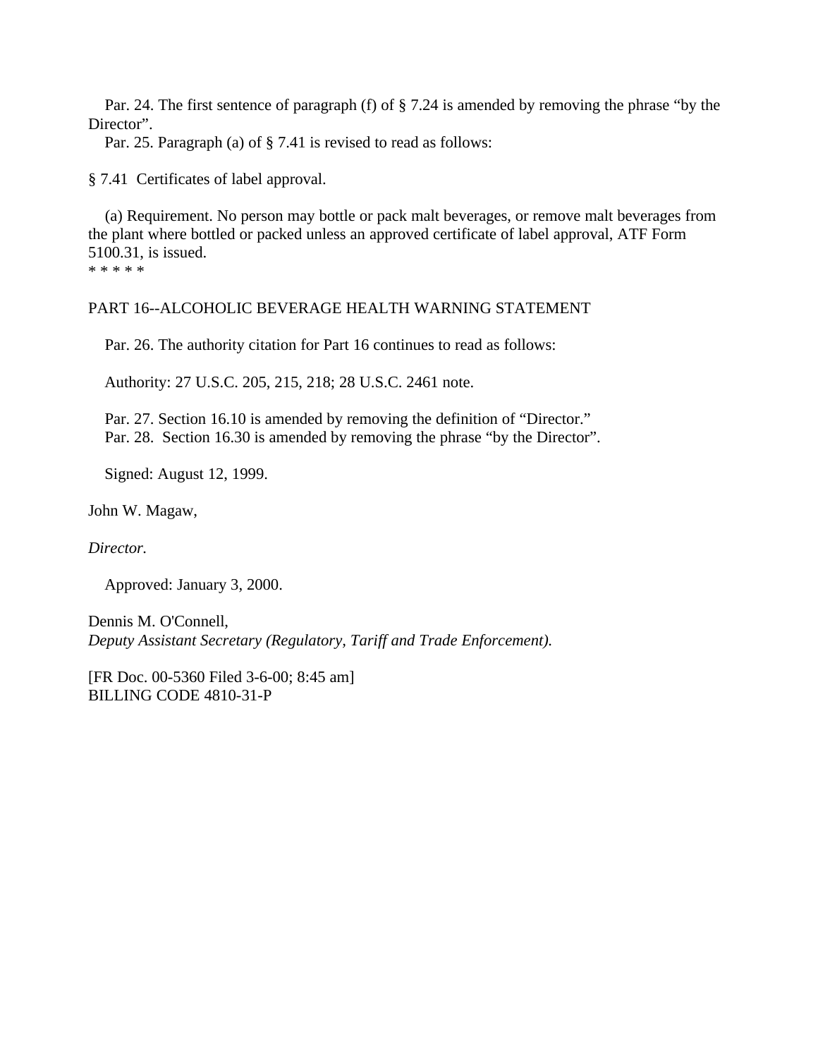Par. 24. The first sentence of paragraph (f) of § 7.24 is amended by removing the phrase "by the Director".

Par. 25. Paragraph (a) of § 7.41 is revised to read as follows:

§ 7.41 Certificates of label approval.

(a) Requirement. No person may bottle or pack malt beverages, or remove malt beverages from the plant where bottled or packed unless an approved certificate of label approval, ATF Form 5100.31, is issued.

* * * * *

PART 16--ALCOHOLIC BEVERAGE HEALTH WARNING STATEMENT

Par. 26. The authority citation for Part 16 continues to read as follows:

Authority: 27 U.S.C. 205, 215, 218; 28 U.S.C. 2461 note.

Par. 27. Section 16.10 is amended by removing the definition of "Director."

Par. 28. Section 16.30 is amended by removing the phrase "by the Director".

Signed: August 12, 1999.

John W. Magaw,

*Director.*

Approved: January 3, 2000.

Dennis M. O'Connell,
*Deputy Assistant Secretary (Regulatory, Tariff and Trade Enforcement).*

[FR Doc. 00-5360 Filed 3-6-00; 8:45 am]
BILLING CODE 4810-31-P